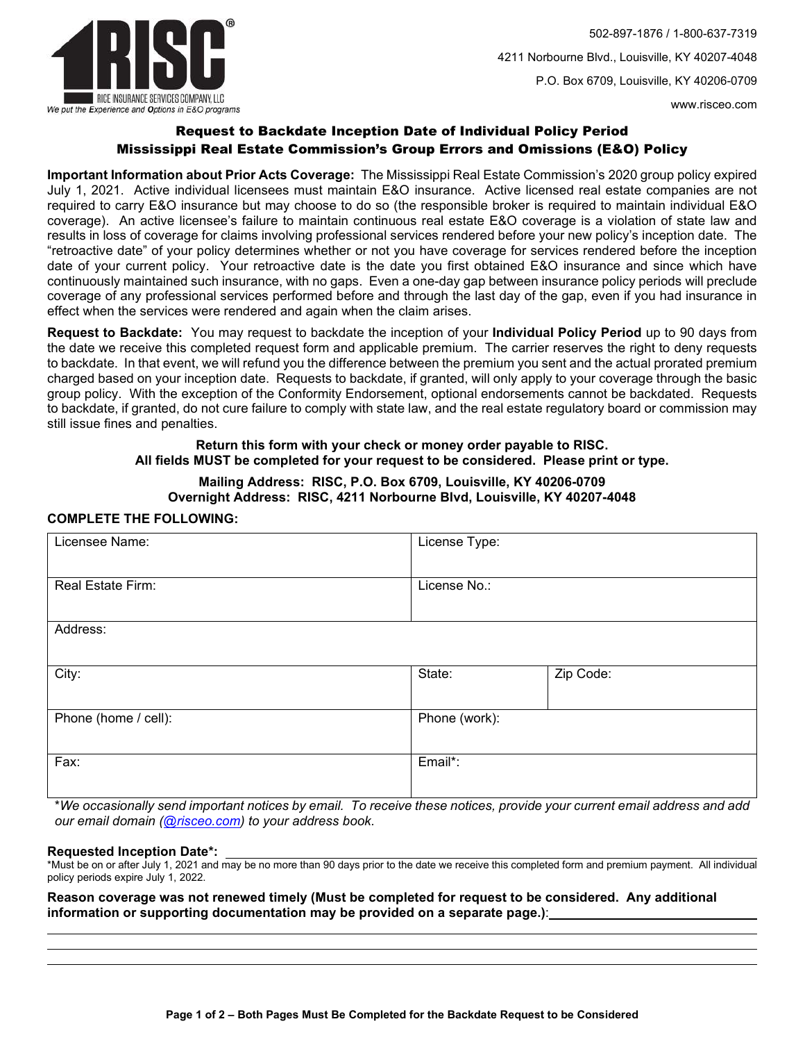RISC® RICE INSURANCE SERVICES COMPANY, LLC

*We put the Experience and Options in E&O programs*

502-897-1876 / 1-800-637-7319

4211 Norbourne Blvd., Louisville, KY 40207-4048

P.O. Box 6709, Louisville, KY 40206-0709

www.risceo.com

## Request to Backdate Inception Date of Individual Policy Period
## Mississippi Real Estate Commission's Group Errors and Omissions (E&O) Policy

**Important Information about Prior Acts Coverage:** The Mississippi Real Estate Commission's 2020 group policy expired July 1, 2021. Active individual licensees must maintain E&O insurance. Active licensed real estate companies are not required to carry E&O insurance but may choose to do so (the responsible broker is required to maintain individual E&O coverage). An active licensee's failure to maintain continuous real estate E&O coverage is a violation of state law and results in loss of coverage for claims involving professional services rendered before your new policy's inception date. The "retroactive date" of your policy determines whether or not you have coverage for services rendered before the inception date of your current policy. Your retroactive date is the date you first obtained E&O insurance and since which have continuously maintained such insurance, with no gaps. Even a one-day gap between insurance policy periods will preclude coverage of any professional services performed before and through the last day of the gap, even if you had insurance in effect when the services were rendered and again when the claim arises.

**Request to Backdate:** You may request to backdate the inception of your **Individual Policy Period** up to 90 days from the date we receive this completed request form and applicable premium. The carrier reserves the right to deny requests to backdate. In that event, we will refund you the difference between the premium you sent and the actual prorated premium charged based on your inception date. Requests to backdate, if granted, will only apply to your coverage through the basic group policy. With the exception of the Conformity Endorsement, optional endorsements cannot be backdated. Requests to backdate, if granted, do not cure failure to comply with state law, and the real estate regulatory board or commission may still issue fines and penalties.

**Return this form with your check or money order payable to RISC.**
**All fields MUST be completed for your request to be considered. Please print or type.**

**Mailing Address: RISC, P.O. Box 6709, Louisville, KY 40206-0709**
**Overnight Address: RISC, 4211 Norbourne Blvd, Louisville, KY 40207-4048**

**COMPLETE THE FOLLOWING:**

| Licensee Name: | License Type: | |
|---|---|---|
| Real Estate Firm: | License No.: | |
| Address: | | |
| City: | State: | Zip Code: |
| Phone (home / cell): | Phone (work): | |
| Fax: | Email*: | |

**We occasionally send important notices by email. To receive these notices, provide your current email address and add our email domain (@risceo.com) to your address book.*

**Requested Inception Date*:** ______________________________

*Must be on or after July 1, 2021 and may be no more than 90 days prior to the date we receive this completed form and premium payment. All individual policy periods expire July 1, 2022.

**Reason coverage was not renewed timely (Must be completed for request to be considered. Any additional information or supporting documentation may be provided on a separate page.)**: ______________________________

______________________________

______________________________

______________________________

**Page 1 of 2 – Both Pages Must Be Completed for the Backdate Request to be Considered**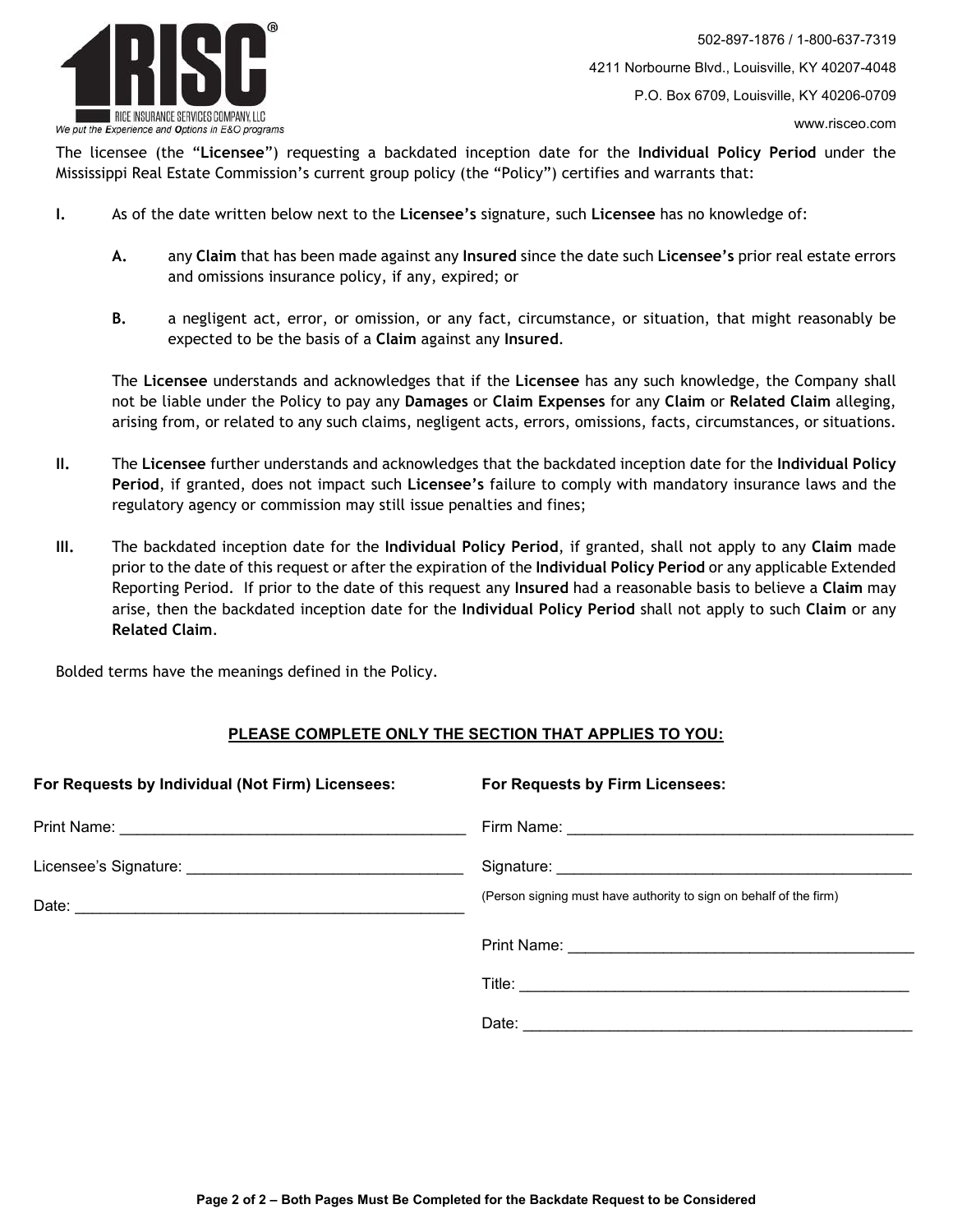502-897-1876 / 1-800-637-7319

4211 Norbourne Blvd., Louisville, KY 40207-4048

P.O. Box 6709, Louisville, KY 40206-0709

www.risceo.com

RISC® RICE INSURANCE SERVICES COMPANY, LLC

*We put the Experience and Options in E&O programs*

The licensee (the "**Licensee**") requesting a backdated inception date for the **Individual Policy Period** under the Mississippi Real Estate Commission's current group policy (the "Policy") certifies and warrants that:

**I.** As of the date written below next to the **Licensee's** signature, such **Licensee** has no knowledge of:

> **A.** any **Claim** that has been made against any **Insured** since the date such **Licensee's** prior real estate errors and omissions insurance policy, if any, expired; or
>
> **B.** a negligent act, error, or omission, or any fact, circumstance, or situation, that might reasonably be expected to be the basis of a **Claim** against any **Insured**.

The **Licensee** understands and acknowledges that if the **Licensee** has any such knowledge, the Company shall not be liable under the Policy to pay any **Damages** or **Claim Expenses** for any **Claim** or **Related Claim** alleging, arising from, or related to any such claims, negligent acts, errors, omissions, facts, circumstances, or situations.

**II.** The **Licensee** further understands and acknowledges that the backdated inception date for the **Individual Policy Period**, if granted, does not impact such **Licensee's** failure to comply with mandatory insurance laws and the regulatory agency or commission may still issue penalties and fines;

**III.** The backdated inception date for the **Individual Policy Period**, if granted, shall not apply to any **Claim** made prior to the date of this request or after the expiration of the **Individual Policy Period** or any applicable Extended Reporting Period. If prior to the date of this request any **Insured** had a reasonable basis to believe a **Claim** may arise, then the backdated inception date for the **Individual Policy Period** shall not apply to such **Claim** or any **Related Claim**.

Bolded terms have the meanings defined in the Policy.

**PLEASE COMPLETE ONLY THE SECTION THAT APPLIES TO YOU:**

**For Requests by Individual (Not Firm) Licensees:**

Print Name: ________________________________________

Licensee's Signature: ________________________________

Date: ______________________________________________

**For Requests by Firm Licensees:**

Firm Name: ________________________________________

Signature: _________________________________________

(Person signing must have authority to sign on behalf of the firm)

Print Name: ________________________________________

Title: _____________________________________________

Date: _____________________________________________

**Both Pages Must Be Completed for the Backdate Request to be Considered**